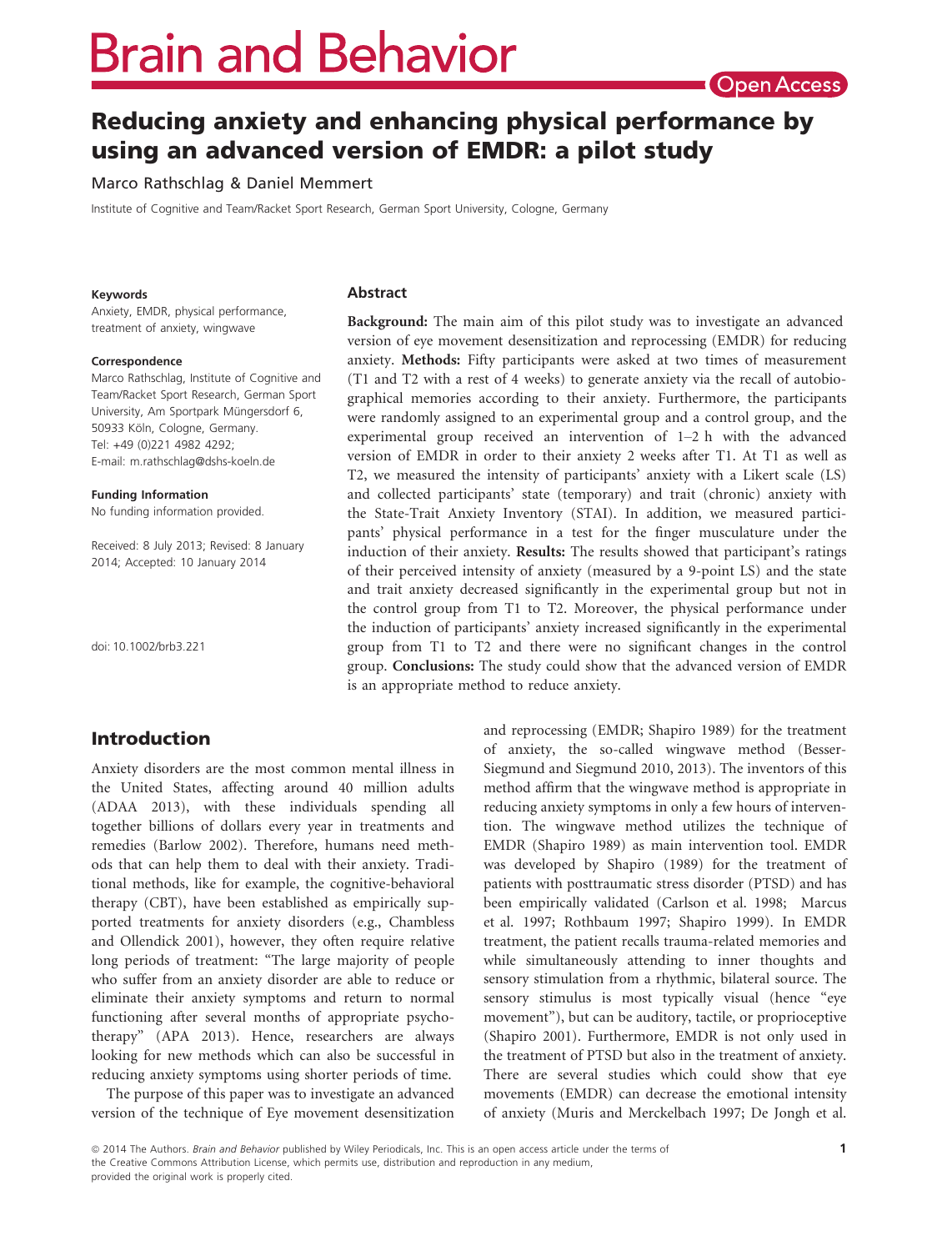# Reducing anxiety and enhancing physical performance by using an advanced version of EMDR: a pilot study

Marco Rathschlag & Daniel Memmert

Institute of Cognitive and Team/Racket Sport Research, German Sport University, Cologne, Germany

**Keywords**

Anxiety, EMDR, physical performance, treatment of anxiety, wingwave

**Correspondence**

Marco Rathschlag, Institute of Cognitive and Team/Racket Sport Research, German Sport University, Am Sportpark Müngersdorf 6, 50933 Köln, Cologne, Germany.
Tel: +49 (0)221 4982 4292;
E-mail: m.rathschlag@dshs-koeln.de

**Funding Information**

No funding information provided.

Received: 8 July 2013; Revised: 8 January 2014; Accepted: 10 January 2014

doi: 10.1002/brb3.221

## Abstract

**Background:** The main aim of this pilot study was to investigate an advanced version of eye movement desensitization and reprocessing (EMDR) for reducing anxiety. **Methods:** Fifty participants were asked at two times of measurement (T1 and T2 with a rest of 4 weeks) to generate anxiety via the recall of autobiographical memories according to their anxiety. Furthermore, the participants were randomly assigned to an experimental group and a control group, and the experimental group received an intervention of 1–2 h with the advanced version of EMDR in order to their anxiety 2 weeks after T1. At T1 as well as T2, we measured the intensity of participants' anxiety with a Likert scale (LS) and collected participants' state (temporary) and trait (chronic) anxiety with the State-Trait Anxiety Inventory (STAI). In addition, we measured participants' physical performance in a test for the finger musculature under the induction of their anxiety. **Results:** The results showed that participant's ratings of their perceived intensity of anxiety (measured by a 9-point LS) and the state and trait anxiety decreased significantly in the experimental group but not in the control group from T1 to T2. Moreover, the physical performance under the induction of participants' anxiety increased significantly in the experimental group from T1 to T2 and there were no significant changes in the control group. **Conclusions:** The study could show that the advanced version of EMDR is an appropriate method to reduce anxiety.

## Introduction

Anxiety disorders are the most common mental illness in the United States, affecting around 40 million adults (ADAA 2013), with these individuals spending all together billions of dollars every year in treatments and remedies (Barlow 2002). Therefore, humans need methods that can help them to deal with their anxiety. Traditional methods, like for example, the cognitive-behavioral therapy (CBT), have been established as empirically supported treatments for anxiety disorders (e.g., Chambless and Ollendick 2001), however, they often require relative long periods of treatment: "The large majority of people who suffer from an anxiety disorder are able to reduce or eliminate their anxiety symptoms and return to normal functioning after several months of appropriate psychotherapy" (APA 2013). Hence, researchers are always looking for new methods which can also be successful in reducing anxiety symptoms using shorter periods of time.

The purpose of this paper was to investigate an advanced version of the technique of Eye movement desensitization and reprocessing (EMDR; Shapiro 1989) for the treatment of anxiety, the so-called wingwave method (Besser-Siegmund and Siegmund 2010, 2013). The inventors of this method affirm that the wingwave method is appropriate in reducing anxiety symptoms in only a few hours of intervention. The wingwave method utilizes the technique of EMDR (Shapiro 1989) as main intervention tool. EMDR was developed by Shapiro (1989) for the treatment of patients with posttraumatic stress disorder (PTSD) and has been empirically validated (Carlson et al. 1998; Marcus et al. 1997; Rothbaum 1997; Shapiro 1999). In EMDR treatment, the patient recalls trauma-related memories and while simultaneously attending to inner thoughts and sensory stimulation from a rhythmic, bilateral source. The sensory stimulus is most typically visual (hence "eye movement"), but can be auditory, tactile, or proprioceptive (Shapiro 2001). Furthermore, EMDR is not only used in the treatment of PTSD but also in the treatment of anxiety. There are several studies which could show that eye movements (EMDR) can decrease the emotional intensity of anxiety (Muris and Merckelbach 1997; De Jongh et al.

© 2014 The Authors. *Brain and Behavior* published by Wiley Periodicals, Inc. This is an open access article under the terms of the Creative Commons Attribution License, which permits use, distribution and reproduction in any medium, provided the original work is properly cited.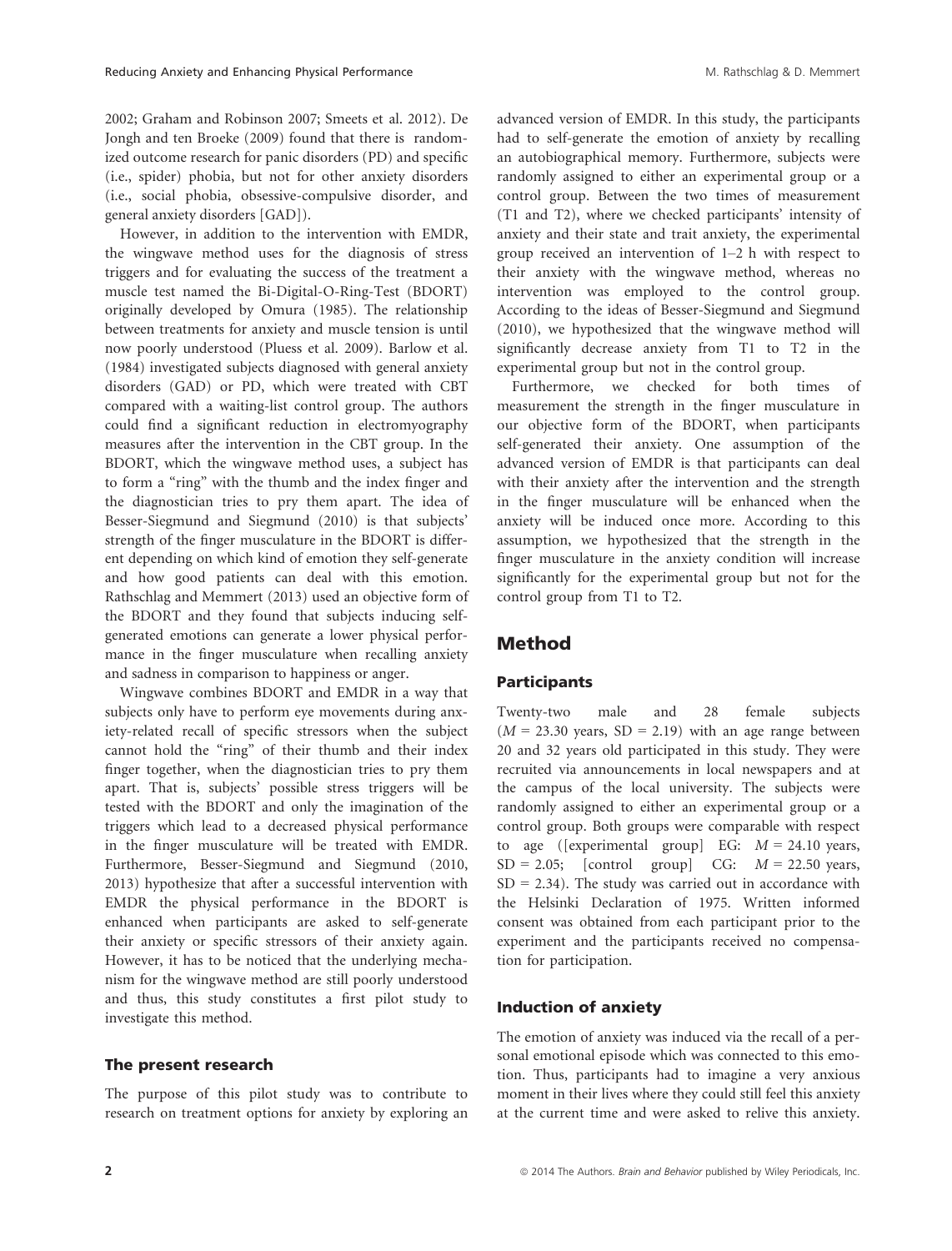2002; Graham and Robinson 2007; Smeets et al. 2012). De Jongh and ten Broeke (2009) found that there is randomized outcome research for panic disorders (PD) and specific (i.e., spider) phobia, but not for other anxiety disorders (i.e., social phobia, obsessive-compulsive disorder, and general anxiety disorders [GAD]).

However, in addition to the intervention with EMDR, the wingwave method uses for the diagnosis of stress triggers and for evaluating the success of the treatment a muscle test named the Bi-Digital-O-Ring-Test (BDORT) originally developed by Omura (1985). The relationship between treatments for anxiety and muscle tension is until now poorly understood (Pluess et al. 2009). Barlow et al. (1984) investigated subjects diagnosed with general anxiety disorders (GAD) or PD, which were treated with CBT compared with a waiting-list control group. The authors could find a significant reduction in electromyography measures after the intervention in the CBT group. In the BDORT, which the wingwave method uses, a subject has to form a "ring" with the thumb and the index finger and the diagnostician tries to pry them apart. The idea of Besser-Siegmund and Siegmund (2010) is that subjects' strength of the finger musculature in the BDORT is different depending on which kind of emotion they self-generate and how good patients can deal with this emotion. Rathschlag and Memmert (2013) used an objective form of the BDORT and they found that subjects inducing self-generated emotions can generate a lower physical performance in the finger musculature when recalling anxiety and sadness in comparison to happiness or anger.

Wingwave combines BDORT and EMDR in a way that subjects only have to perform eye movements during anxiety-related recall of specific stressors when the subject cannot hold the "ring" of their thumb and their index finger together, when the diagnostician tries to pry them apart. That is, subjects' possible stress triggers will be tested with the BDORT and only the imagination of the triggers which lead to a decreased physical performance in the finger musculature will be treated with EMDR. Furthermore, Besser-Siegmund and Siegmund (2010, 2013) hypothesize that after a successful intervention with EMDR the physical performance in the BDORT is enhanced when participants are asked to self-generate their anxiety or specific stressors of their anxiety again. However, it has to be noticed that the underlying mechanism for the wingwave method are still poorly understood and thus, this study constitutes a first pilot study to investigate this method.

### The present research

The purpose of this pilot study was to contribute to research on treatment options for anxiety by exploring an advanced version of EMDR. In this study, the participants had to self-generate the emotion of anxiety by recalling an autobiographical memory. Furthermore, subjects were randomly assigned to either an experimental group or a control group. Between the two times of measurement (T1 and T2), where we checked participants' intensity of anxiety and their state and trait anxiety, the experimental group received an intervention of 1–2 h with respect to their anxiety with the wingwave method, whereas no intervention was employed to the control group. According to the ideas of Besser-Siegmund and Siegmund (2010), we hypothesized that the wingwave method will significantly decrease anxiety from T1 to T2 in the experimental group but not in the control group.

Furthermore, we checked for both times of measurement the strength in the finger musculature in our objective form of the BDORT, when participants self-generated their anxiety. One assumption of the advanced version of EMDR is that participants can deal with their anxiety after the intervention and the strength in the finger musculature will be enhanced when the anxiety will be induced once more. According to this assumption, we hypothesized that the strength in the finger musculature in the anxiety condition will increase significantly for the experimental group but not for the control group from T1 to T2.

## Method

### Participants

Twenty-two male and 28 female subjects ($M = 23.30$ years, $SD = 2.19$) with an age range between 20 and 32 years old participated in this study. They were recruited via announcements in local newspapers and at the campus of the local university. The subjects were randomly assigned to either an experimental group or a control group. Both groups were comparable with respect to age ([experimental group] EG: $M = 24.10$ years, $SD = 2.05$; [control group] CG: $M = 22.50$ years, $SD = 2.34$). The study was carried out in accordance with the Helsinki Declaration of 1975. Written informed consent was obtained from each participant prior to the experiment and the participants received no compensation for participation.

### Induction of anxiety

The emotion of anxiety was induced via the recall of a personal emotional episode which was connected to this emotion. Thus, participants had to imagine a very anxious moment in their lives where they could still feel this anxiety at the current time and were asked to relive this anxiety.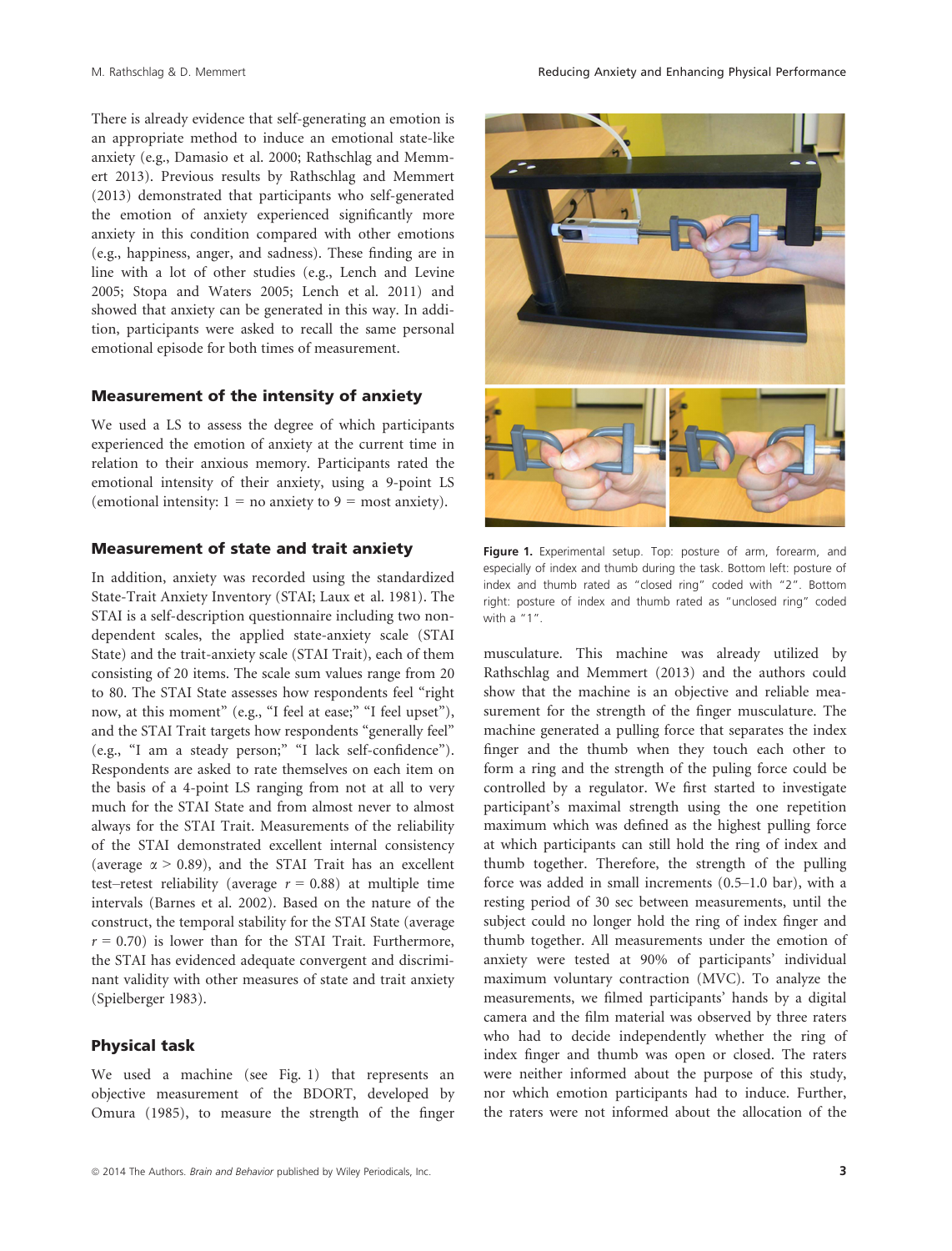There is already evidence that self-generating an emotion is an appropriate method to induce an emotional state-like anxiety (e.g., Damasio et al. 2000; Rathschlag and Memmert 2013). Previous results by Rathschlag and Memmert (2013) demonstrated that participants who self-generated the emotion of anxiety experienced significantly more anxiety in this condition compared with other emotions (e.g., happiness, anger, and sadness). These finding are in line with a lot of other studies (e.g., Lench and Levine 2005; Stopa and Waters 2005; Lench et al. 2011) and showed that anxiety can be generated in this way. In addition, participants were asked to recall the same personal emotional episode for both times of measurement.

### Measurement of the intensity of anxiety

We used a LS to assess the degree of which participants experienced the emotion of anxiety at the current time in relation to their anxious memory. Participants rated the emotional intensity of their anxiety, using a 9-point LS (emotional intensity: 1 = no anxiety to 9 = most anxiety).

### Measurement of state and trait anxiety

In addition, anxiety was recorded using the standardized State-Trait Anxiety Inventory (STAI; Laux et al. 1981). The STAI is a self-description questionnaire including two non-dependent scales, the applied state-anxiety scale (STAI State) and the trait-anxiety scale (STAI Trait), each of them consisting of 20 items. The scale sum values range from 20 to 80. The STAI State assesses how respondents feel "right now, at this moment" (e.g., "I feel at ease;" "I feel upset"), and the STAI Trait targets how respondents "generally feel" (e.g., "I am a steady person;" "I lack self-confidence"). Respondents are asked to rate themselves on each item on the basis of a 4-point LS ranging from not at all to very much for the STAI State and from almost never to almost always for the STAI Trait. Measurements of the reliability of the STAI demonstrated excellent internal consistency (average $\alpha > 0.89$), and the STAI Trait has an excellent test–retest reliability (average $r = 0.88$) at multiple time intervals (Barnes et al. 2002). Based on the nature of the construct, the temporal stability for the STAI State (average $r = 0.70$) is lower than for the STAI Trait. Furthermore, the STAI has evidenced adequate convergent and discriminant validity with other measures of state and trait anxiety (Spielberger 1983).

### Physical task

We used a machine (see Fig. 1) that represents an objective measurement of the BDORT, developed by Omura (1985), to measure the strength of the finger musculature. This machine was already utilized by Rathschlag and Memmert (2013) and the authors could show that the machine is an objective and reliable measurement for the strength of the finger musculature. The machine generated a pulling force that separates the index finger and the thumb when they touch each other to form a ring and the strength of the puling force could be controlled by a regulator. We first started to investigate participant's maximal strength using the one repetition maximum which was defined as the highest pulling force at which participants can still hold the ring of index and thumb together. Therefore, the strength of the pulling force was added in small increments (0.5–1.0 bar), with a resting period of 30 sec between measurements, until the subject could no longer hold the ring of index finger and thumb together. All measurements under the emotion of anxiety were tested at 90% of participants' individual maximum voluntary contraction (MVC). To analyze the measurements, we filmed participants' hands by a digital camera and the film material was observed by three raters who had to decide independently whether the ring of index finger and thumb was open or closed. The raters were neither informed about the purpose of this study, nor which emotion participants had to induce. Further, the raters were not informed about the allocation of the

**Figure 1.** Experimental setup. Top: posture of arm, forearm, and especially of index and thumb during the task. Bottom left: posture of index and thumb rated as "closed ring" coded with "2". Bottom right: posture of index and thumb rated as "unclosed ring" coded with a "1".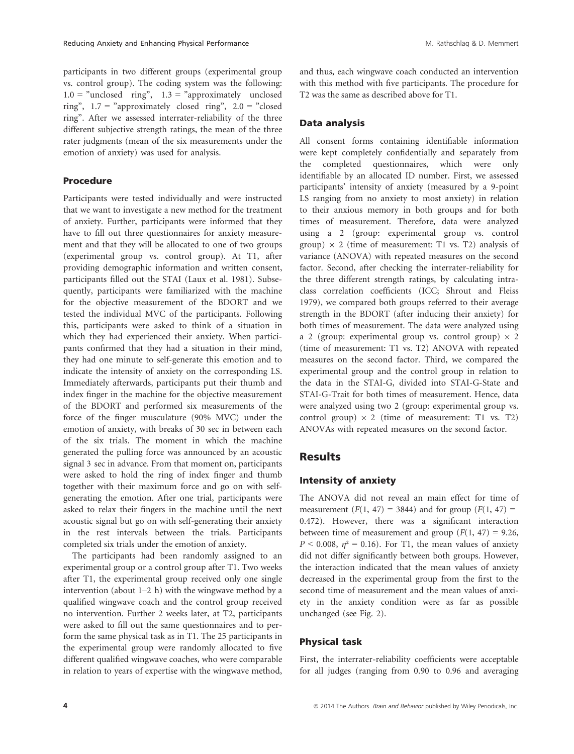participants in two different groups (experimental group vs. control group). The coding system was the following: 1.0 = "unclosed ring", 1.3 = "approximately unclosed ring", 1.7 = "approximately closed ring", 2.0 = "closed ring". After we assessed interrater-reliability of the three different subjective strength ratings, the mean of the three rater judgments (mean of the six measurements under the emotion of anxiety) was used for analysis.

### Procedure

Participants were tested individually and were instructed that we want to investigate a new method for the treatment of anxiety. Further, participants were informed that they have to fill out three questionnaires for anxiety measurement and that they will be allocated to one of two groups (experimental group vs. control group). At T1, after providing demographic information and written consent, participants filled out the STAI (Laux et al. 1981). Subsequently, participants were familiarized with the machine for the objective measurement of the BDORT and we tested the individual MVC of the participants. Following this, participants were asked to think of a situation in which they had experienced their anxiety. When participants confirmed that they had a situation in their mind, they had one minute to self-generate this emotion and to indicate the intensity of anxiety on the corresponding LS. Immediately afterwards, participants put their thumb and index finger in the machine for the objective measurement of the BDORT and performed six measurements of the force of the finger musculature (90% MVC) under the emotion of anxiety, with breaks of 30 sec in between each of the six trials. The moment in which the machine generated the pulling force was announced by an acoustic signal 3 sec in advance. From that moment on, participants were asked to hold the ring of index finger and thumb together with their maximum force and go on with self-generating the emotion. After one trial, participants were asked to relax their fingers in the machine until the next acoustic signal but go on with self-generating their anxiety in the rest intervals between the trials. Participants completed six trials under the emotion of anxiety.

The participants had been randomly assigned to an experimental group or a control group after T1. Two weeks after T1, the experimental group received only one single intervention (about 1–2 h) with the wingwave method by a qualified wingwave coach and the control group received no intervention. Further 2 weeks later, at T2, participants were asked to fill out the same questionnaires and to perform the same physical task as in T1. The 25 participants in the experimental group were randomly allocated to five different qualified wingwave coaches, who were comparable in relation to years of expertise with the wingwave method, and thus, each wingwave coach conducted an intervention with this method with five participants. The procedure for T2 was the same as described above for T1.

### Data analysis

All consent forms containing identifiable information were kept completely confidentially and separately from the completed questionnaires, which were only identifiable by an allocated ID number. First, we assessed participants' intensity of anxiety (measured by a 9-point LS ranging from no anxiety to most anxiety) in relation to their anxious memory in both groups and for both times of measurement. Therefore, data were analyzed using a 2 (group: experimental group vs. control group) × 2 (time of measurement: T1 vs. T2) analysis of variance (ANOVA) with repeated measures on the second factor. Second, after checking the interrater-reliability for the three different strength ratings, by calculating intraclass correlation coefficients (ICC; Shrout and Fleiss 1979), we compared both groups referred to their average strength in the BDORT (after inducing their anxiety) for both times of measurement. The data were analyzed using a 2 (group: experimental group vs. control group) × 2 (time of measurement: T1 vs. T2) ANOVA with repeated measures on the second factor. Third, we compared the experimental group and the control group in relation to the data in the STAI-G, divided into STAI-G-State and STAI-G-Trait for both times of measurement. Hence, data were analyzed using two 2 (group: experimental group vs. control group) × 2 (time of measurement: T1 vs. T2) ANOVAs with repeated measures on the second factor.

## Results

### Intensity of anxiety

The ANOVA did not reveal an main effect for time of measurement ($F(1, 47) = 3844$) and for group ($F(1, 47) = 0.472$). However, there was a significant interaction between time of measurement and group ($F(1, 47) = 9.26$, $P < 0.008$, $\eta^2 = 0.16$). For T1, the mean values of anxiety did not differ significantly between both groups. However, the interaction indicated that the mean values of anxiety decreased in the experimental group from the first to the second time of measurement and the mean values of anxiety in the anxiety condition were as far as possible unchanged (see Fig. 2).

### Physical task

First, the interrater-reliability coefficients were acceptable for all judges (ranging from 0.90 to 0.96 and averaging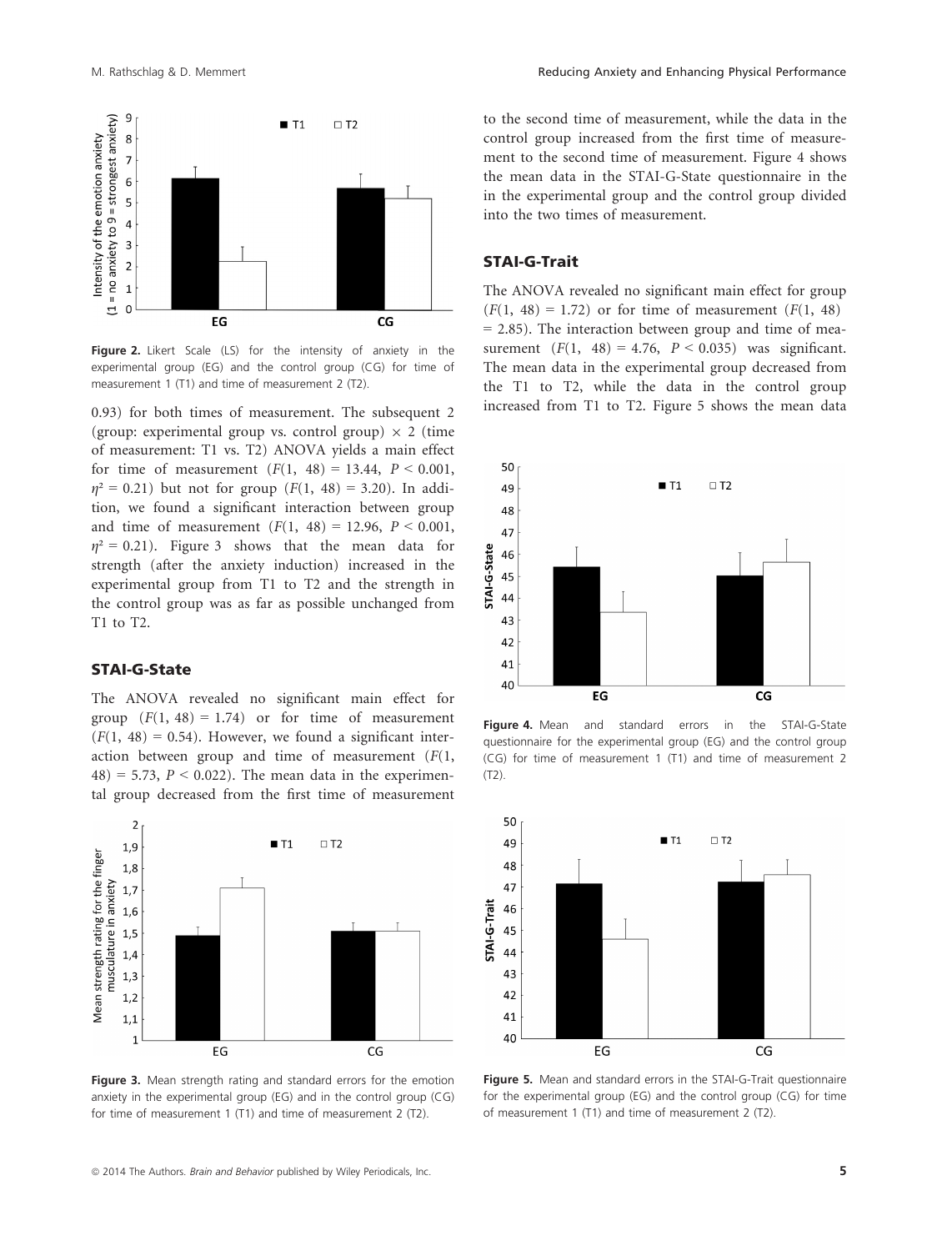Figure 2. Likert Scale (LS) for the intensity of anxiety in the experimental group (EG) and the control group (CG) for time of measurement 1 (T1) and time of measurement 2 (T2).

0.93) for both times of measurement. The subsequent 2 (group: experimental group vs. control group) × 2 (time of measurement: T1 vs. T2) ANOVA yields a main effect for time of measurement ($F(1, 48) = 13.44$, $P < 0.001$, $\eta^2 = 0.21$) but not for group ($F(1, 48) = 3.20$). In addition, we found a significant interaction between group and time of measurement ($F(1, 48) = 12.96$, $P < 0.001$, $\eta^2 = 0.21$). Figure 3 shows that the mean data for strength (after the anxiety induction) increased in the experimental group from T1 to T2 and the strength in the control group was as far as possible unchanged from T1 to T2.

### STAI-G-State

The ANOVA revealed no significant main effect for group ($F(1, 48) = 1.74$) or for time of measurement ($F(1, 48) = 0.54$). However, we found a significant interaction between group and time of measurement ($F(1, 48) = 5.73$, $P < 0.022$). The mean data in the experimental group decreased from the first time of measurement to the second time of measurement, while the data in the control group increased from the first time of measurement to the second time of measurement. Figure 4 shows the mean data in the STAI-G-State questionnaire in the in the experimental group and the control group divided into the two times of measurement.

Figure 3. Mean strength rating and standard errors for the emotion anxiety in the experimental group (EG) and in the control group (CG) for time of measurement 1 (T1) and time of measurement 2 (T2).

### STAI-G-Trait

The ANOVA revealed no significant main effect for group ($F(1, 48) = 1.72$) or for time of measurement ($F(1, 48) = 2.85$). The interaction between group and time of measurement ($F(1, 48) = 4.76$, $P < 0.035$) was significant. The mean data in the experimental group decreased from the T1 to T2, while the data in the control group increased from T1 to T2. Figure 5 shows the mean data

Figure 4. Mean and standard errors in the STAI-G-State questionnaire for the experimental group (EG) and the control group (CG) for time of measurement 1 (T1) and time of measurement 2 (T2).

Figure 5. Mean and standard errors in the STAI-G-Trait questionnaire for the experimental group (EG) and the control group (CG) for time of measurement 1 (T1) and time of measurement 2 (T2).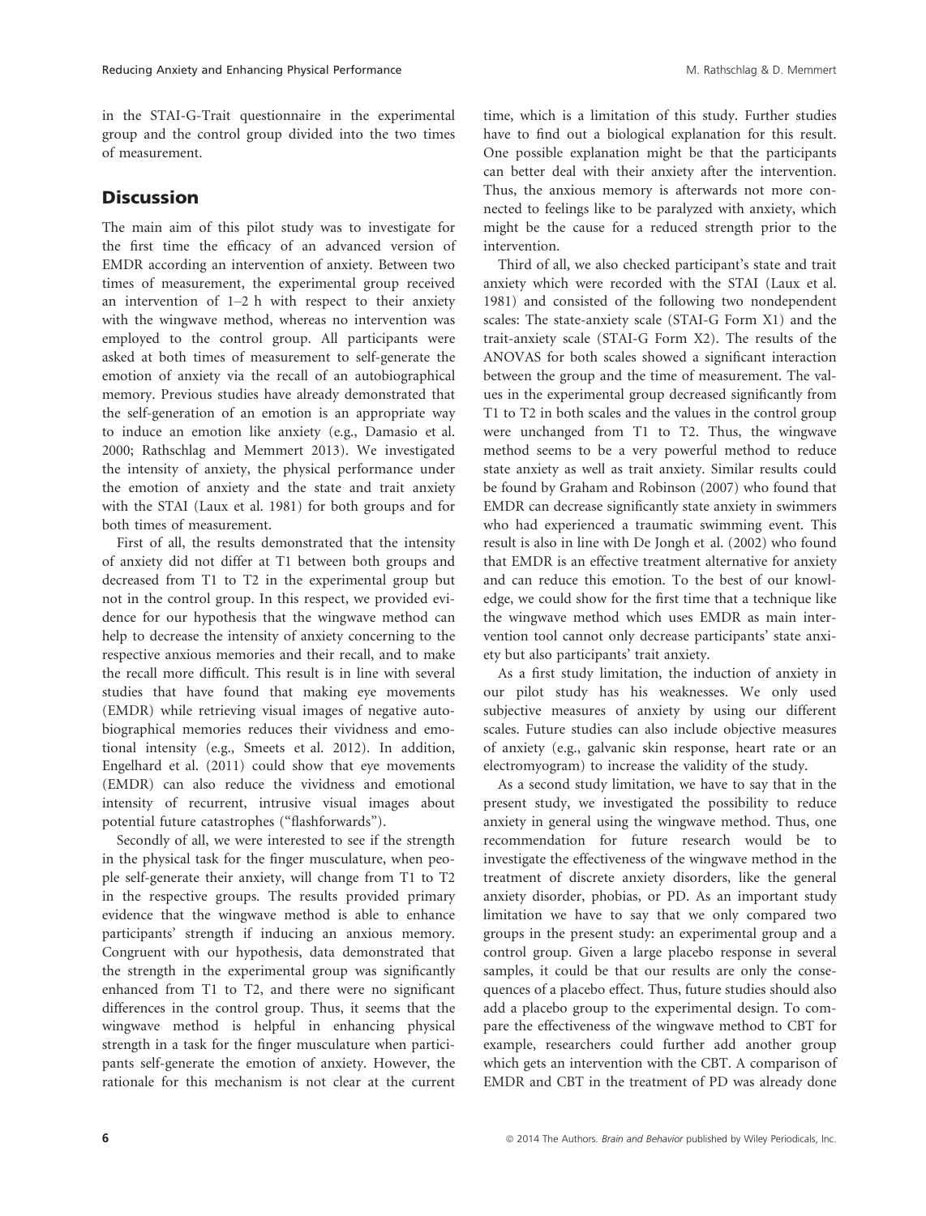in the STAI-G-Trait questionnaire in the experimental group and the control group divided into the two times of measurement.

## Discussion

The main aim of this pilot study was to investigate for the first time the efficacy of an advanced version of EMDR according an intervention of anxiety. Between two times of measurement, the experimental group received an intervention of 1–2 h with respect to their anxiety with the wingwave method, whereas no intervention was employed to the control group. All participants were asked at both times of measurement to self-generate the emotion of anxiety via the recall of an autobiographical memory. Previous studies have already demonstrated that the self-generation of an emotion is an appropriate way to induce an emotion like anxiety (e.g., Damasio et al. 2000; Rathschlag and Memmert 2013). We investigated the intensity of anxiety, the physical performance under the emotion of anxiety and the state and trait anxiety with the STAI (Laux et al. 1981) for both groups and for both times of measurement.

First of all, the results demonstrated that the intensity of anxiety did not differ at T1 between both groups and decreased from T1 to T2 in the experimental group but not in the control group. In this respect, we provided evidence for our hypothesis that the wingwave method can help to decrease the intensity of anxiety concerning to the respective anxious memories and their recall, and to make the recall more difficult. This result is in line with several studies that have found that making eye movements (EMDR) while retrieving visual images of negative autobiographical memories reduces their vividness and emotional intensity (e.g., Smeets et al. 2012). In addition, Engelhard et al. (2011) could show that eye movements (EMDR) can also reduce the vividness and emotional intensity of recurrent, intrusive visual images about potential future catastrophes ("flashforwards").

Secondly of all, we were interested to see if the strength in the physical task for the finger musculature, when people self-generate their anxiety, will change from T1 to T2 in the respective groups. The results provided primary evidence that the wingwave method is able to enhance participants' strength if inducing an anxious memory. Congruent with our hypothesis, data demonstrated that the strength in the experimental group was significantly enhanced from T1 to T2, and there were no significant differences in the control group. Thus, it seems that the wingwave method is helpful in enhancing physical strength in a task for the finger musculature when participants self-generate the emotion of anxiety. However, the rationale for this mechanism is not clear at the current time, which is a limitation of this study. Further studies have to find out a biological explanation for this result. One possible explanation might be that the participants can better deal with their anxiety after the intervention. Thus, the anxious memory is afterwards not more connected to feelings like to be paralyzed with anxiety, which might be the cause for a reduced strength prior to the intervention.

Third of all, we also checked participant's state and trait anxiety which were recorded with the STAI (Laux et al. 1981) and consisted of the following two nondependent scales: The state-anxiety scale (STAI-G Form X1) and the trait-anxiety scale (STAI-G Form X2). The results of the ANOVAS for both scales showed a significant interaction between the group and the time of measurement. The values in the experimental group decreased significantly from T1 to T2 in both scales and the values in the control group were unchanged from T1 to T2. Thus, the wingwave method seems to be a very powerful method to reduce state anxiety as well as trait anxiety. Similar results could be found by Graham and Robinson (2007) who found that EMDR can decrease significantly state anxiety in swimmers who had experienced a traumatic swimming event. This result is also in line with De Jongh et al. (2002) who found that EMDR is an effective treatment alternative for anxiety and can reduce this emotion. To the best of our knowledge, we could show for the first time that a technique like the wingwave method which uses EMDR as main intervention tool cannot only decrease participants' state anxiety but also participants' trait anxiety.

As a first study limitation, the induction of anxiety in our pilot study has his weaknesses. We only used subjective measures of anxiety by using our different scales. Future studies can also include objective measures of anxiety (e.g., galvanic skin response, heart rate or an electromyogram) to increase the validity of the study.

As a second study limitation, we have to say that in the present study, we investigated the possibility to reduce anxiety in general using the wingwave method. Thus, one recommendation for future research would be to investigate the effectiveness of the wingwave method in the treatment of discrete anxiety disorders, like the general anxiety disorder, phobias, or PD. As an important study limitation we have to say that we only compared two groups in the present study: an experimental group and a control group. Given a large placebo response in several samples, it could be that our results are only the consequences of a placebo effect. Thus, future studies should also add a placebo group to the experimental design. To compare the effectiveness of the wingwave method to CBT for example, researchers could further add another group which gets an intervention with the CBT. A comparison of EMDR and CBT in the treatment of PD was already done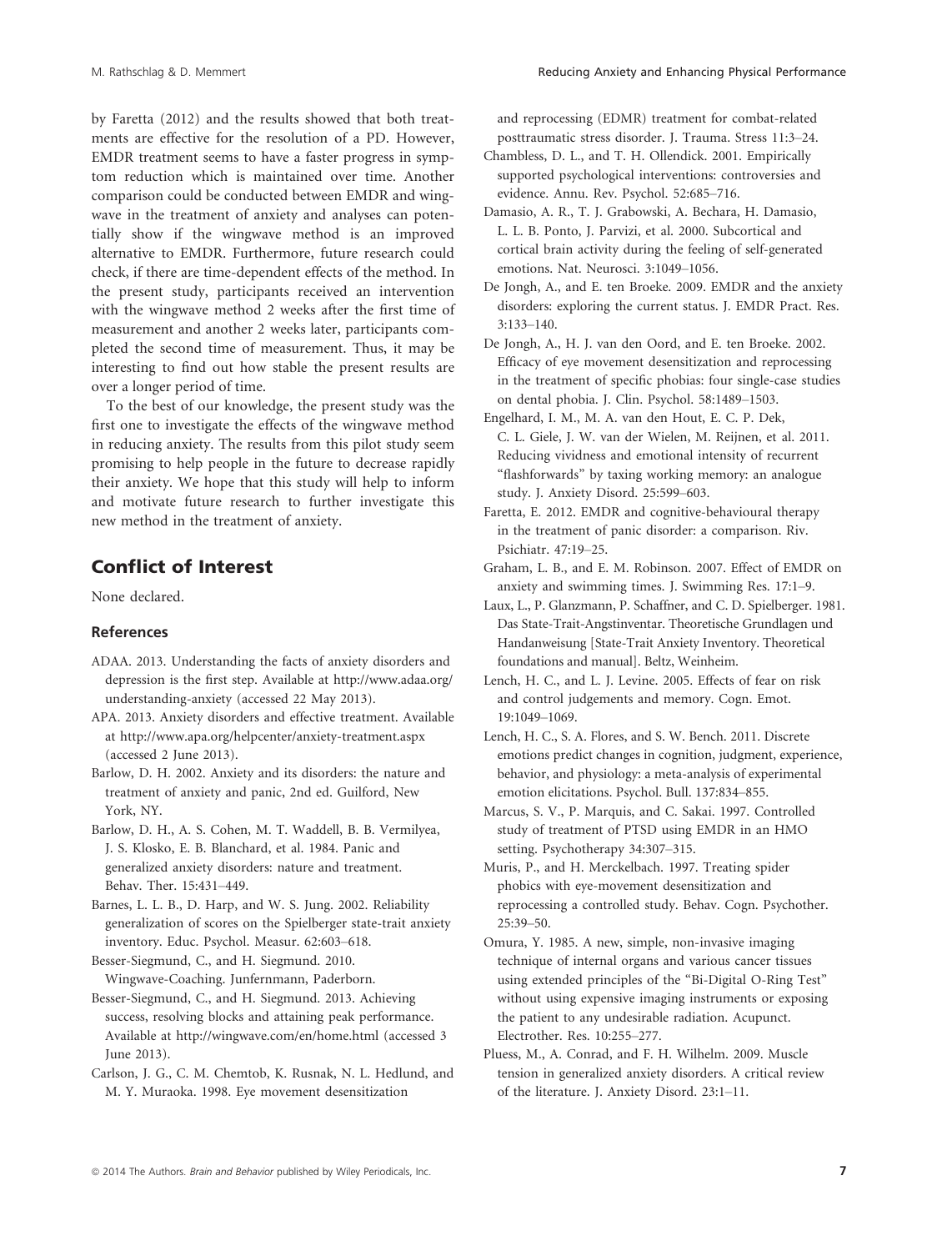by Faretta (2012) and the results showed that both treatments are effective for the resolution of a PD. However, EMDR treatment seems to have a faster progress in symptom reduction which is maintained over time. Another comparison could be conducted between EMDR and wingwave in the treatment of anxiety and analyses can potentially show if the wingwave method is an improved alternative to EMDR. Furthermore, future research could check, if there are time-dependent effects of the method. In the present study, participants received an intervention with the wingwave method 2 weeks after the first time of measurement and another 2 weeks later, participants completed the second time of measurement. Thus, it may be interesting to find out how stable the present results are over a longer period of time.

To the best of our knowledge, the present study was the first one to investigate the effects of the wingwave method in reducing anxiety. The results from this pilot study seem promising to help people in the future to decrease rapidly their anxiety. We hope that this study will help to inform and motivate future research to further investigate this new method in the treatment of anxiety.

## Conflict of Interest

None declared.

### References

ADAA. 2013. Understanding the facts of anxiety disorders and depression is the first step. Available at http://www.adaa.org/understanding-anxiety (accessed 22 May 2013).

APA. 2013. Anxiety disorders and effective treatment. Available at http://www.apa.org/helpcenter/anxiety-treatment.aspx (accessed 2 June 2013).

Barlow, D. H. 2002. Anxiety and its disorders: the nature and treatment of anxiety and panic, 2nd ed. Guilford, New York, NY.

Barlow, D. H., A. S. Cohen, M. T. Waddell, B. B. Vermilyea, J. S. Klosko, E. B. Blanchard, et al. 1984. Panic and generalized anxiety disorders: nature and treatment. Behav. Ther. 15:431–449.

Barnes, L. L. B., D. Harp, and W. S. Jung. 2002. Reliability generalization of scores on the Spielberger state-trait anxiety inventory. Educ. Psychol. Measur. 62:603–618.

Besser-Siegmund, C., and H. Siegmund. 2010. Wingwave-Coaching. Junfernmann, Paderborn.

Besser-Siegmund, C., and H. Siegmund. 2013. Achieving success, resolving blocks and attaining peak performance. Available at http://wingwave.com/en/home.html (accessed 3 June 2013).

Carlson, J. G., C. M. Chemtob, K. Rusnak, N. L. Hedlund, and M. Y. Muraoka. 1998. Eye movement desensitization and reprocessing (EDMR) treatment for combat-related posttraumatic stress disorder. J. Trauma. Stress 11:3–24.

Chambless, D. L., and T. H. Ollendick. 2001. Empirically supported psychological interventions: controversies and evidence. Annu. Rev. Psychol. 52:685–716.

Damasio, A. R., T. J. Grabowski, A. Bechara, H. Damasio, L. L. B. Ponto, J. Parvizi, et al. 2000. Subcortical and cortical brain activity during the feeling of self-generated emotions. Nat. Neurosci. 3:1049–1056.

De Jongh, A., and E. ten Broeke. 2009. EMDR and the anxiety disorders: exploring the current status. J. EMDR Pract. Res. 3:133–140.

De Jongh, A., H. J. van den Oord, and E. ten Broeke. 2002. Efficacy of eye movement desensitization and reprocessing in the treatment of specific phobias: four single-case studies on dental phobia. J. Clin. Psychol. 58:1489–1503.

Engelhard, I. M., M. A. van den Hout, E. C. P. Dek, C. L. Giele, J. W. van der Wielen, M. Reijnen, et al. 2011. Reducing vividness and emotional intensity of recurrent "flashforwards" by taxing working memory: an analogue study. J. Anxiety Disord. 25:599–603.

Faretta, E. 2012. EMDR and cognitive-behavioural therapy in the treatment of panic disorder: a comparison. Riv. Psichiatr. 47:19–25.

Graham, L. B., and E. M. Robinson. 2007. Effect of EMDR on anxiety and swimming times. J. Swimming Res. 17:1–9.

Laux, L., P. Glanzmann, P. Schaffner, and C. D. Spielberger. 1981. Das State-Trait-Angstinventar. Theoretische Grundlagen und Handanweisung [State-Trait Anxiety Inventory. Theoretical foundations and manual]. Beltz, Weinheim.

Lench, H. C., and L. J. Levine. 2005. Effects of fear on risk and control judgements and memory. Cogn. Emot. 19:1049–1069.

Lench, H. C., S. A. Flores, and S. W. Bench. 2011. Discrete emotions predict changes in cognition, judgment, experience, behavior, and physiology: a meta-analysis of experimental emotion elicitations. Psychol. Bull. 137:834–855.

Marcus, S. V., P. Marquis, and C. Sakai. 1997. Controlled study of treatment of PTSD using EMDR in an HMO setting. Psychotherapy 34:307–315.

Muris, P., and H. Merckelbach. 1997. Treating spider phobics with eye-movement desensitization and reprocessing a controlled study. Behav. Cogn. Psychother. 25:39–50.

Omura, Y. 1985. A new, simple, non-invasive imaging technique of internal organs and various cancer tissues using extended principles of the "Bi-Digital O-Ring Test" without using expensive imaging instruments or exposing the patient to any undesirable radiation. Acupunct. Electrother. Res. 10:255–277.

Pluess, M., A. Conrad, and F. H. Wilhelm. 2009. Muscle tension in generalized anxiety disorders. A critical review of the literature. J. Anxiety Disord. 23:1–11.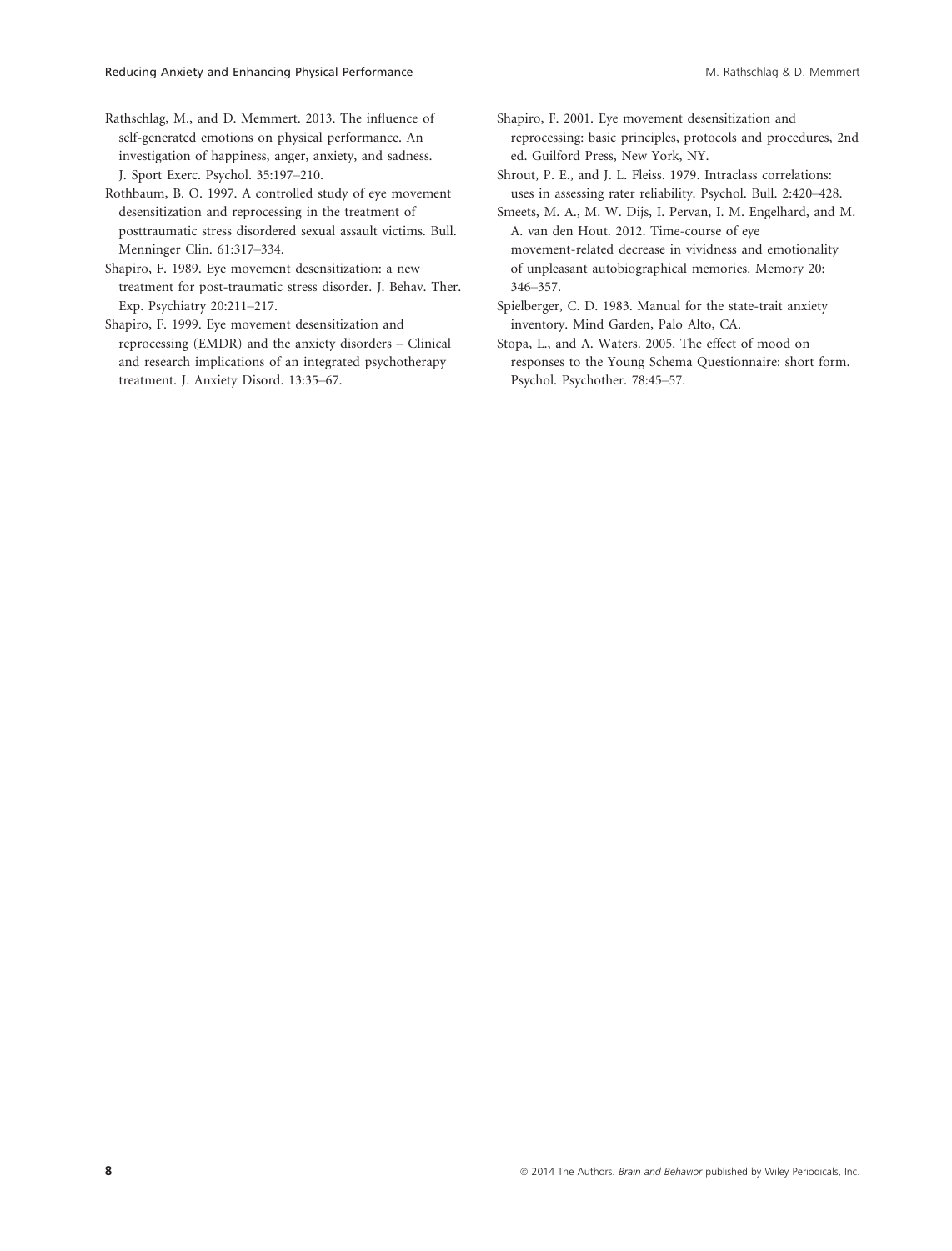Rathschlag, M., and D. Memmert. 2013. The influence of self-generated emotions on physical performance. An investigation of happiness, anger, anxiety, and sadness. J. Sport Exerc. Psychol. 35:197–210.

Rothbaum, B. O. 1997. A controlled study of eye movement desensitization and reprocessing in the treatment of posttraumatic stress disordered sexual assault victims. Bull. Menninger Clin. 61:317–334.

Shapiro, F. 1989. Eye movement desensitization: a new treatment for post-traumatic stress disorder. J. Behav. Ther. Exp. Psychiatry 20:211–217.

Shapiro, F. 1999. Eye movement desensitization and reprocessing (EMDR) and the anxiety disorders – Clinical and research implications of an integrated psychotherapy treatment. J. Anxiety Disord. 13:35–67.

Shapiro, F. 2001. Eye movement desensitization and reprocessing: basic principles, protocols and procedures, 2nd ed. Guilford Press, New York, NY.

Shrout, P. E., and J. L. Fleiss. 1979. Intraclass correlations: uses in assessing rater reliability. Psychol. Bull. 2:420–428.

Smeets, M. A., M. W. Dijs, I. Pervan, I. M. Engelhard, and M. A. van den Hout. 2012. Time-course of eye movement-related decrease in vividness and emotionality of unpleasant autobiographical memories. Memory 20: 346–357.

Spielberger, C. D. 1983. Manual for the state-trait anxiety inventory. Mind Garden, Palo Alto, CA.

Stopa, L., and A. Waters. 2005. The effect of mood on responses to the Young Schema Questionnaire: short form. Psychol. Psychother. 78:45–57.